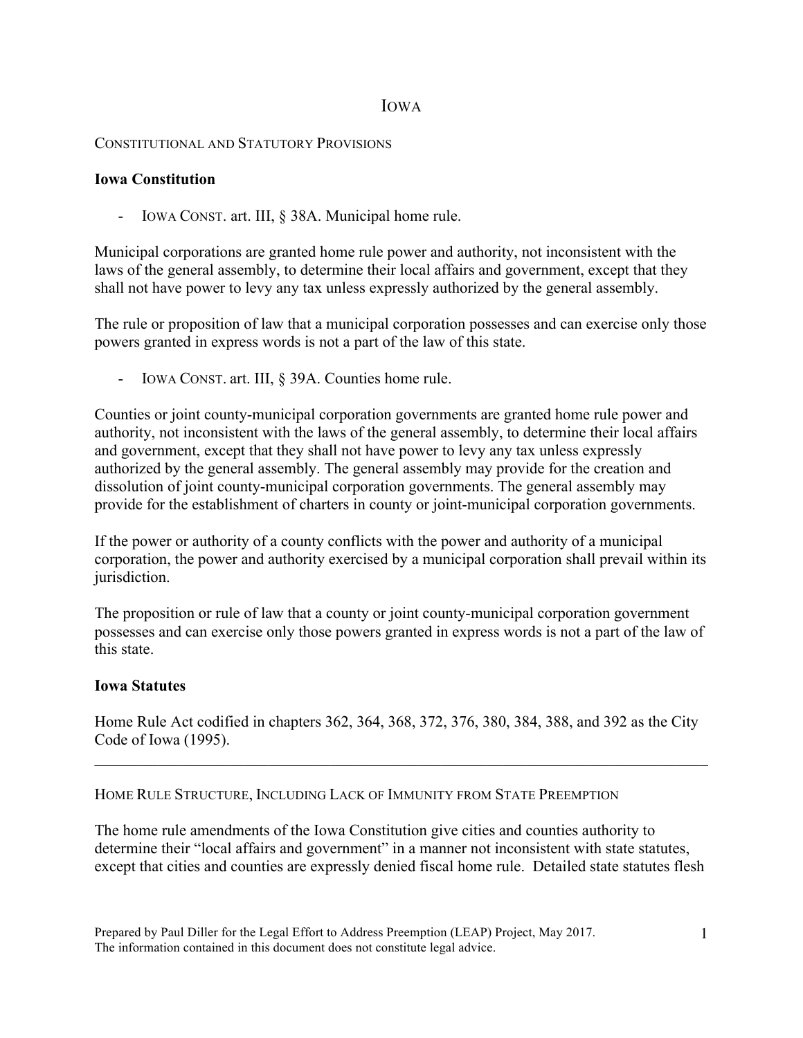# IOWA

## CONSTITUTIONAL AND STATUTORY PROVISIONS

### Iowa Constitution

- IOWA CONST. art. III, § 38A. Municipal home rule.

Municipal corporations are granted home rule power and authority, not inconsistent with the laws of the general assembly, to determine their local affairs and government, except that they shall not have power to levy any tax unless expressly authorized by the general assembly.

The rule or proposition of law that a municipal corporation possesses and can exercise only those powers granted in express words is not a part of the law of this state.

- IOWA CONST. art. III, § 39A. Counties home rule.

Counties or joint county-municipal corporation governments are granted home rule power and authority, not inconsistent with the laws of the general assembly, to determine their local affairs and government, except that they shall not have power to levy any tax unless expressly authorized by the general assembly. The general assembly may provide for the creation and dissolution of joint county-municipal corporation governments. The general assembly may provide for the establishment of charters in county or joint-municipal corporation governments.

If the power or authority of a county conflicts with the power and authority of a municipal corporation, the power and authority exercised by a municipal corporation shall prevail within its jurisdiction.

The proposition or rule of law that a county or joint county-municipal corporation government possesses and can exercise only those powers granted in express words is not a part of the law of this state.

### Iowa Statutes

Home Rule Act codified in chapters 362, 364, 368, 372, 376, 380, 384, 388, and 392 as the City Code of Iowa (1995).

---

## HOME RULE STRUCTURE, INCLUDING LACK OF IMMUNITY FROM STATE PREEMPTION

The home rule amendments of the Iowa Constitution give cities and counties authority to determine their "local affairs and government" in a manner not inconsistent with state statutes, except that cities and counties are expressly denied fiscal home rule. Detailed state statutes flesh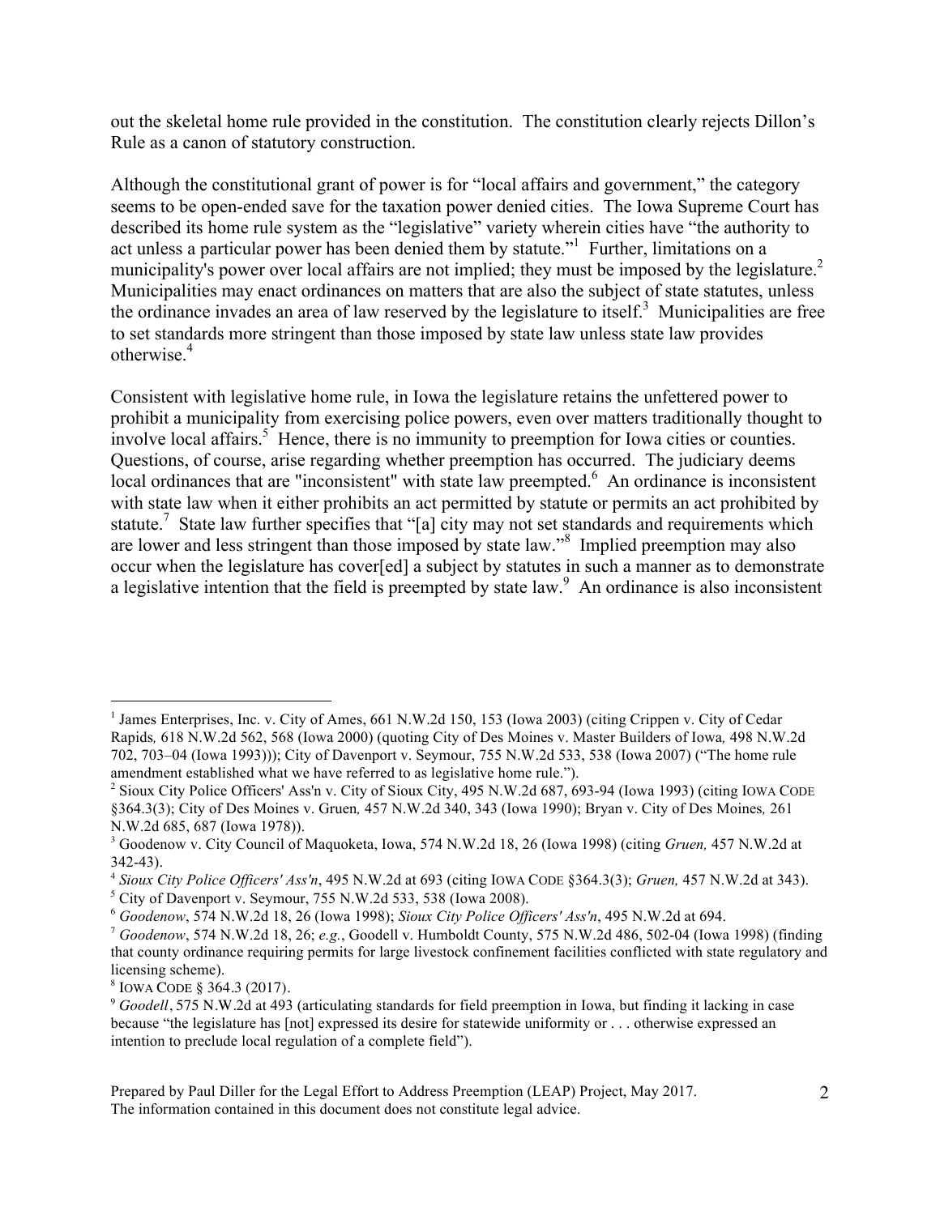out the skeletal home rule provided in the constitution. The constitution clearly rejects Dillon's Rule as a canon of statutory construction.

Although the constitutional grant of power is for "local affairs and government," the category seems to be open-ended save for the taxation power denied cities. The Iowa Supreme Court has described its home rule system as the "legislative" variety wherein cities have "the authority to act unless a particular power has been denied them by statute."[1] Further, limitations on a municipality's power over local affairs are not implied; they must be imposed by the legislature.[2] Municipalities may enact ordinances on matters that are also the subject of state statutes, unless the ordinance invades an area of law reserved by the legislature to itself.[3] Municipalities are free to set standards more stringent than those imposed by state law unless state law provides otherwise.[4]

Consistent with legislative home rule, in Iowa the legislature retains the unfettered power to prohibit a municipality from exercising police powers, even over matters traditionally thought to involve local affairs.[5] Hence, there is no immunity to preemption for Iowa cities or counties. Questions, of course, arise regarding whether preemption has occurred. The judiciary deems local ordinances that are "inconsistent" with state law preempted.[6] An ordinance is inconsistent with state law when it either prohibits an act permitted by statute or permits an act prohibited by statute.[7] State law further specifies that "[a] city may not set standards and requirements which are lower and less stringent than those imposed by state law."[8] Implied preemption may also occur when the legislature has cover[ed] a subject by statutes in such a manner as to demonstrate a legislative intention that the field is preempted by state law.[9] An ordinance is also inconsistent

---

[1] James Enterprises, Inc. v. City of Ames, 661 N.W.2d 150, 153 (Iowa 2003) (citing Crippen v. City of Cedar Rapids*,* 618 N.W.2d 562, 568 (Iowa 2000) (quoting City of Des Moines v. Master Builders of Iowa*,* 498 N.W.2d 702, 703–04 (Iowa 1993))); City of Davenport v. Seymour, 755 N.W.2d 533, 538 (Iowa 2007) ("The home rule amendment established what we have referred to as legislative home rule.").

[2] Sioux City Police Officers' Ass'n v. City of Sioux City, 495 N.W.2d 687, 693-94 (Iowa 1993) (citing IOWA CODE §364.3(3); City of Des Moines v. Gruen*,* 457 N.W.2d 340, 343 (Iowa 1990); Bryan v. City of Des Moines*,* 261 N.W.2d 685, 687 (Iowa 1978)).

[3] Goodenow v. City Council of Maquoketa, Iowa, 574 N.W.2d 18, 26 (Iowa 1998) (citing *Gruen,* 457 N.W.2d at 342-43).

[4] *Sioux City Police Officers' Ass'n*, 495 N.W.2d at 693 (citing IOWA CODE §364.3(3); *Gruen,* 457 N.W.2d at 343).

[5] City of Davenport v. Seymour, 755 N.W.2d 533, 538 (Iowa 2008).

[6] *Goodenow*, 574 N.W.2d 18, 26 (Iowa 1998); *Sioux City Police Officers' Ass'n*, 495 N.W.2d at 694.

[7] *Goodenow*, 574 N.W.2d 18, 26; *e.g.*, Goodell v. Humboldt County, 575 N.W.2d 486, 502-04 (Iowa 1998) (finding that county ordinance requiring permits for large livestock confinement facilities conflicted with state regulatory and licensing scheme).

[8] IOWA CODE § 364.3 (2017).

[9] *Goodell*, 575 N.W.2d at 493 (articulating standards for field preemption in Iowa, but finding it lacking in case because "the legislature has [not] expressed its desire for statewide uniformity or . . . otherwise expressed an intention to preclude local regulation of a complete field").

Prepared by Paul Diller for the Legal Effort to Address Preemption (LEAP) Project, May 2017.
The information contained in this document does not constitute legal advice.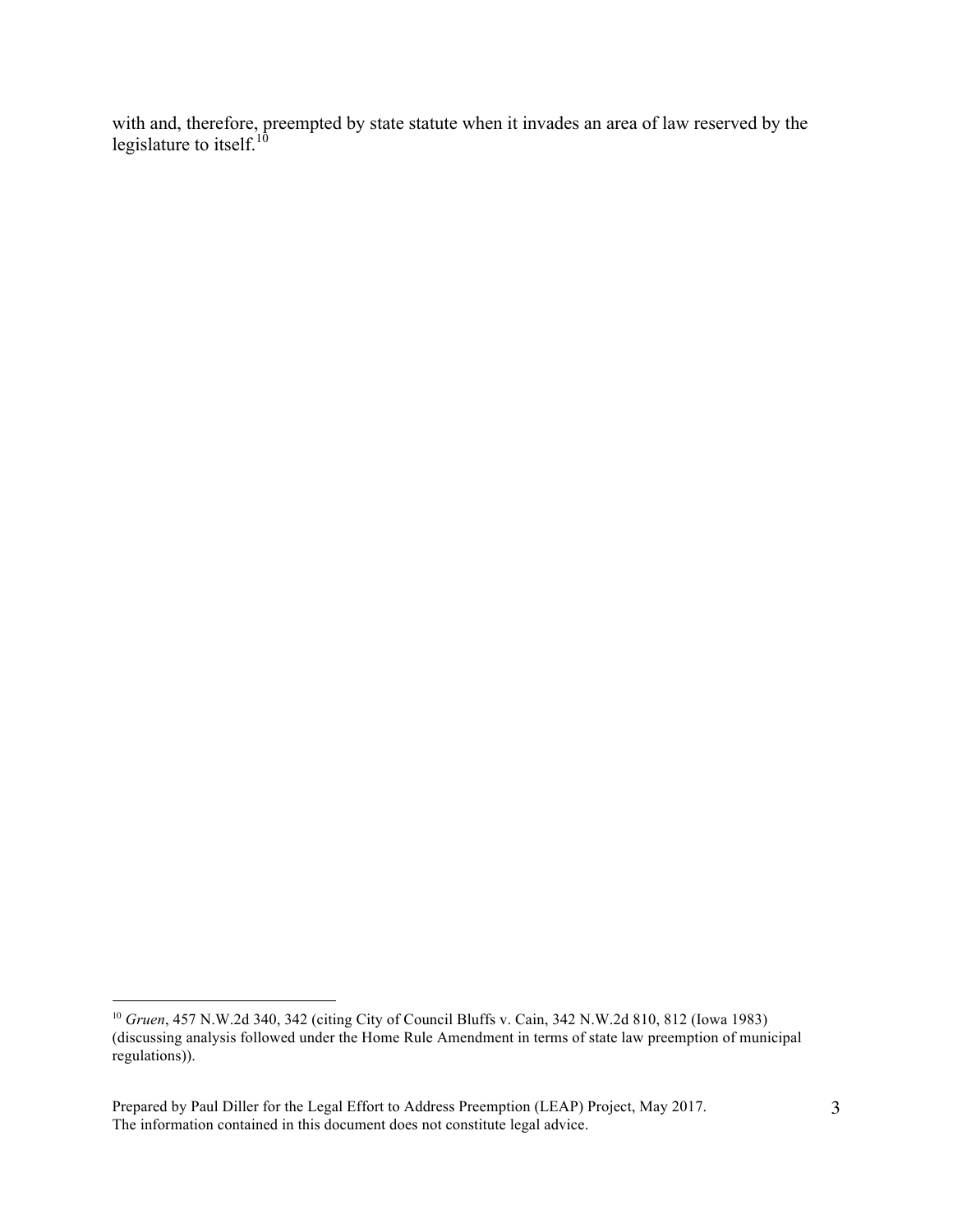with and, therefore, preempted by state statute when it invades an area of law reserved by the legislature to itself.[10]

[10] *Gruen*, 457 N.W.2d 340, 342 (citing City of Council Bluffs v. Cain, 342 N.W.2d 810, 812 (Iowa 1983) (discussing analysis followed under the Home Rule Amendment in terms of state law preemption of municipal regulations)).

Prepared by Paul Diller for the Legal Effort to Address Preemption (LEAP) Project, May 2017. The information contained in this document does not constitute legal advice.